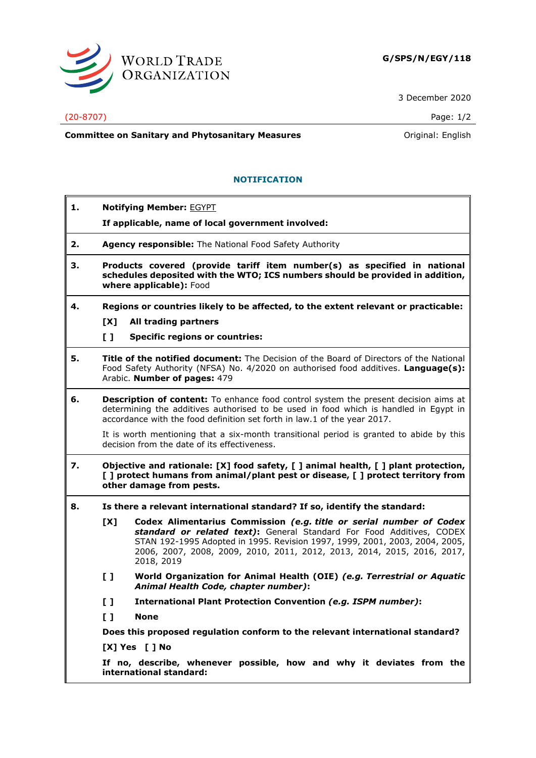WORLD TRADE ORGANIZATION

**G/SPS/N/EGY/118**

3 December 2020

(20-8707)

Page: 1/2

**Committee on Sanitary and Phytosanitary Measures**

Original: English

## NOTIFICATION

**1. Notifying Member:** EGYPT

**If applicable, name of local government involved:**

**2. Agency responsible:** The National Food Safety Authority

**3. Products covered (provide tariff item number(s) as specified in national schedules deposited with the WTO; ICS numbers should be provided in addition, where applicable):** Food

**4. Regions or countries likely to be affected, to the extent relevant or practicable:**

**[X] All trading partners**

**[ ] Specific regions or countries:**

**5. Title of the notified document:** The Decision of the Board of Directors of the National Food Safety Authority (NFSA) No. 4/2020 on authorised food additives. **Language(s):** Arabic. **Number of pages:** 479

**6. Description of content:** To enhance food control system the present decision aims at determining the additives authorised to be used in food which is handled in Egypt in accordance with the food definition set forth in law.1 of the year 2017.

It is worth mentioning that a six-month transitional period is granted to abide by this decision from the date of its effectiveness.

**7. Objective and rationale: [X] food safety, [ ] animal health, [ ] plant protection, [ ] protect humans from animal/plant pest or disease, [ ] protect territory from other damage from pests.**

**8. Is there a relevant international standard? If so, identify the standard:**

**[X] Codex Alimentarius Commission *(e.g. title or serial number of Codex standard or related text)*:** General Standard For Food Additives, CODEX STAN 192-1995 Adopted in 1995. Revision 1997, 1999, 2001, 2003, 2004, 2005, 2006, 2007, 2008, 2009, 2010, 2011, 2012, 2013, 2014, 2015, 2016, 2017, 2018, 2019

**[ ] World Organization for Animal Health (OIE) *(e.g. Terrestrial or Aquatic Animal Health Code, chapter number)*:**

**[ ] International Plant Protection Convention *(e.g. ISPM number)*:**

**[ ] None**

**Does this proposed regulation conform to the relevant international standard?**

**[X] Yes [ ] No**

**If no, describe, whenever possible, how and why it deviates from the international standard:**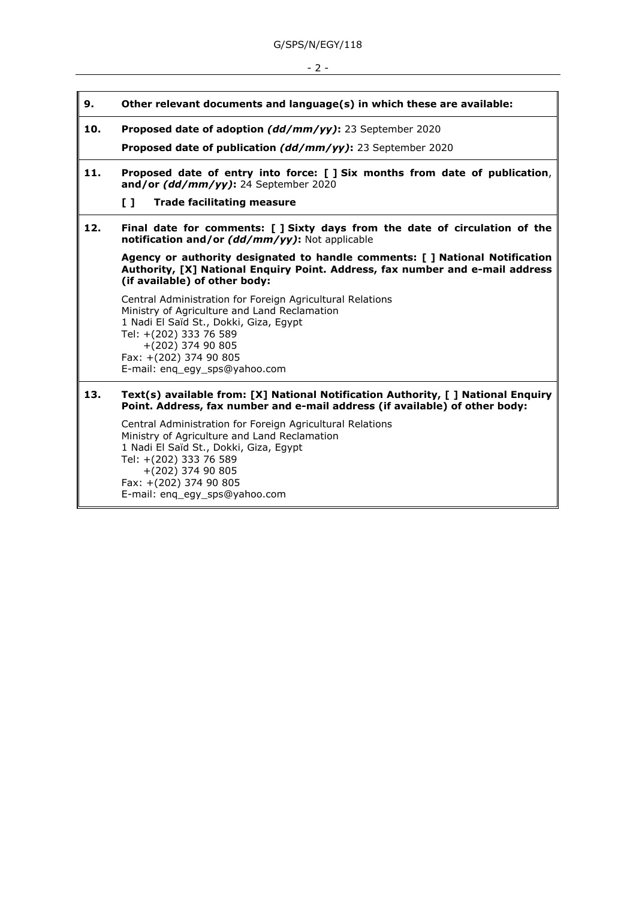**9. Other relevant documents and language(s) in which these are available:**

**10. Proposed date of adoption *(dd/mm/yy)*:** 23 September 2020

**Proposed date of publication *(dd/mm/yy)*:** 23 September 2020

**11. Proposed date of entry into force: [ ] Six months from date of publication, and/or *(dd/mm/yy)*:** 24 September 2020

**[ ] Trade facilitating measure**

**12. Final date for comments: [ ] Sixty days from the date of circulation of the notification and/or *(dd/mm/yy)*:** Not applicable

**Agency or authority designated to handle comments: [ ] National Notification Authority, [X] National Enquiry Point. Address, fax number and e-mail address (if available) of other body:**

Central Administration for Foreign Agricultural Relations
Ministry of Agriculture and Land Reclamation
1 Nadi El Saïd St., Dokki, Giza, Egypt
Tel: +(202) 333 76 589
+(202) 374 90 805
Fax: +(202) 374 90 805
E-mail: enq_egy_sps@yahoo.com

**13. Text(s) available from: [X] National Notification Authority, [ ] National Enquiry Point. Address, fax number and e-mail address (if available) of other body:**

Central Administration for Foreign Agricultural Relations
Ministry of Agriculture and Land Reclamation
1 Nadi El Saïd St., Dokki, Giza, Egypt
Tel: +(202) 333 76 589
+(202) 374 90 805
Fax: +(202) 374 90 805
E-mail: enq_egy_sps@yahoo.com